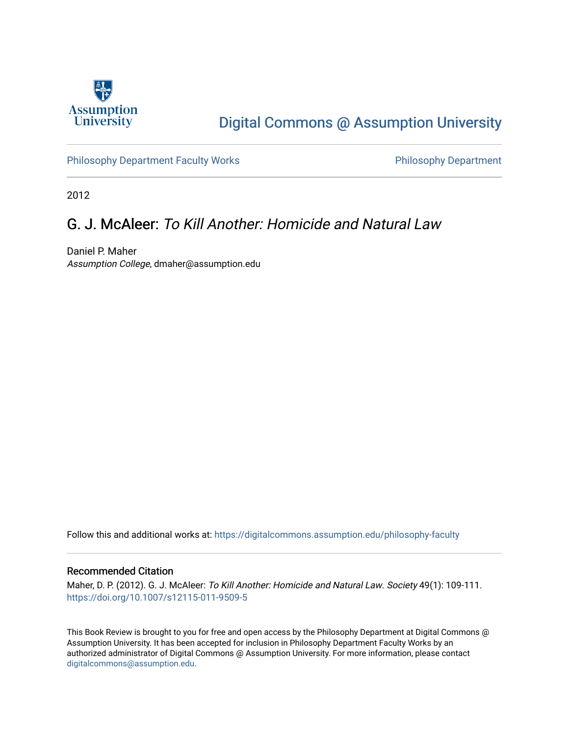Assumption University

Digital Commons @ Assumption University

Philosophy Department Faculty Works

Philosophy Department

2012

# G. J. McAleer: *To Kill Another: Homicide and Natural Law*

Daniel P. Maher
*Assumption College*, dmaher@assumption.edu

Follow this and additional works at: https://digitalcommons.assumption.edu/philosophy-faculty

## Recommended Citation

Maher, D. P. (2012). G. J. McAleer: *To Kill Another: Homicide and Natural Law*. *Society* 49(1): 109-111. https://doi.org/10.1007/s12115-011-9509-5

This Book Review is brought to you for free and open access by the Philosophy Department at Digital Commons @ Assumption University. It has been accepted for inclusion in Philosophy Department Faculty Works by an authorized administrator of Digital Commons @ Assumption University. For more information, please contact digitalcommons@assumption.edu.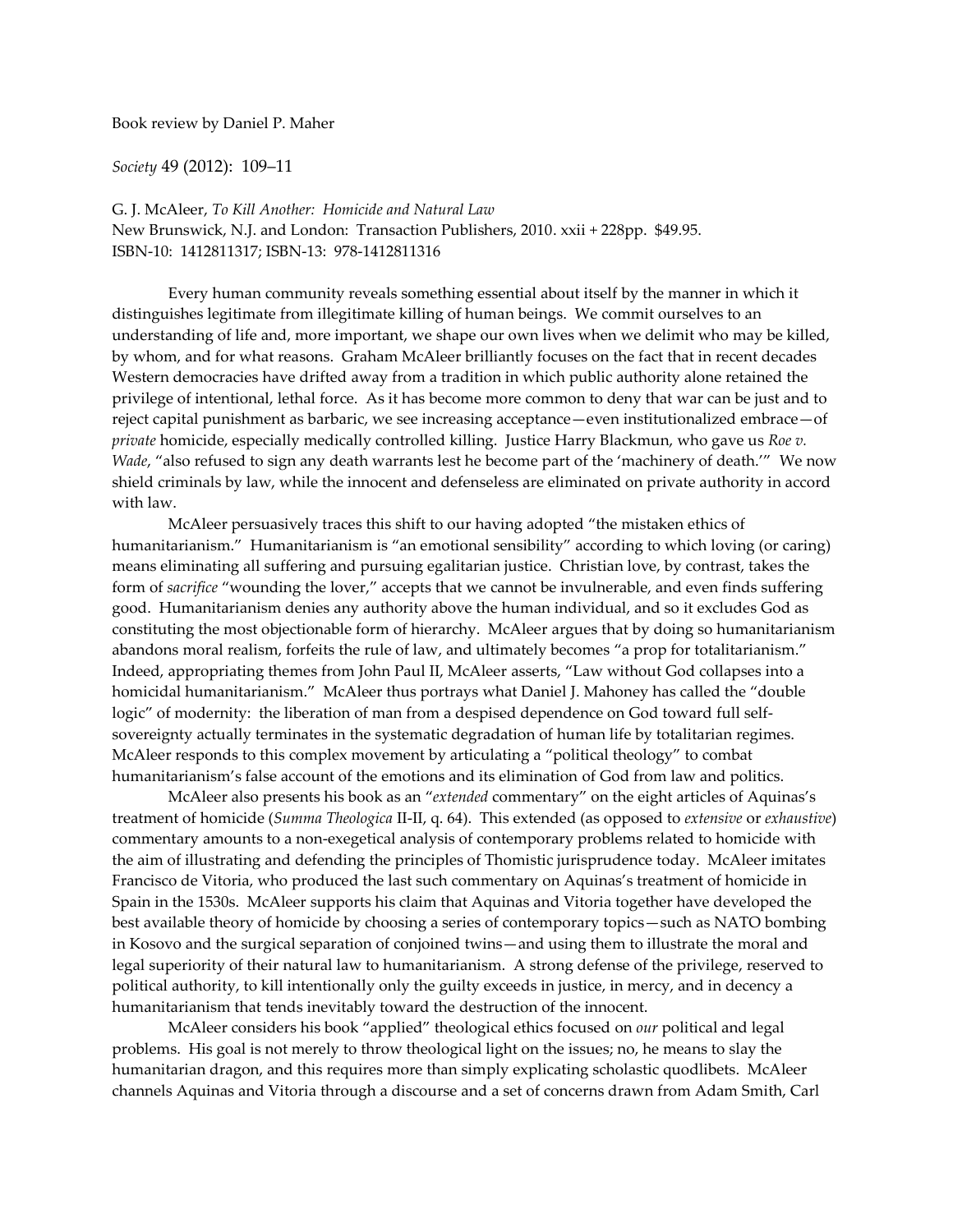Book review by Daniel P. Maher

*Society* 49 (2012): 109–11

G. J. McAleer, *To Kill Another: Homicide and Natural Law*
New Brunswick, N.J. and London: Transaction Publishers, 2010. xxii + 228pp. $49.95.
ISBN-10: 1412811317; ISBN-13: 978-1412811316

Every human community reveals something essential about itself by the manner in which it distinguishes legitimate from illegitimate killing of human beings. We commit ourselves to an understanding of life and, more important, we shape our own lives when we delimit who may be killed, by whom, and for what reasons. Graham McAleer brilliantly focuses on the fact that in recent decades Western democracies have drifted away from a tradition in which public authority alone retained the privilege of intentional, lethal force. As it has become more common to deny that war can be just and to reject capital punishment as barbaric, we see increasing acceptance—even institutionalized embrace—of *private* homicide, especially medically controlled killing. Justice Harry Blackmun, who gave us *Roe v. Wade*, "also refused to sign any death warrants lest he become part of the 'machinery of death.'" We now shield criminals by law, while the innocent and defenseless are eliminated on private authority in accord with law.

McAleer persuasively traces this shift to our having adopted "the mistaken ethics of humanitarianism." Humanitarianism is "an emotional sensibility" according to which loving (or caring) means eliminating all suffering and pursuing egalitarian justice. Christian love, by contrast, takes the form of *sacrifice* "wounding the lover," accepts that we cannot be invulnerable, and even finds suffering good. Humanitarianism denies any authority above the human individual, and so it excludes God as constituting the most objectionable form of hierarchy. McAleer argues that by doing so humanitarianism abandons moral realism, forfeits the rule of law, and ultimately becomes "a prop for totalitarianism." Indeed, appropriating themes from John Paul II, McAleer asserts, "Law without God collapses into a homicidal humanitarianism." McAleer thus portrays what Daniel J. Mahoney has called the "double logic" of modernity: the liberation of man from a despised dependence on God toward full self-sovereignty actually terminates in the systematic degradation of human life by totalitarian regimes. McAleer responds to this complex movement by articulating a "political theology" to combat humanitarianism's false account of the emotions and its elimination of God from law and politics.

McAleer also presents his book as an "*extended* commentary" on the eight articles of Aquinas's treatment of homicide (*Summa Theologica* II-II, q. 64). This extended (as opposed to *extensive* or *exhaustive*) commentary amounts to a non-exegetical analysis of contemporary problems related to homicide with the aim of illustrating and defending the principles of Thomistic jurisprudence today. McAleer imitates Francisco de Vitoria, who produced the last such commentary on Aquinas's treatment of homicide in Spain in the 1530s. McAleer supports his claim that Aquinas and Vitoria together have developed the best available theory of homicide by choosing a series of contemporary topics—such as NATO bombing in Kosovo and the surgical separation of conjoined twins—and using them to illustrate the moral and legal superiority of their natural law to humanitarianism. A strong defense of the privilege, reserved to political authority, to kill intentionally only the guilty exceeds in justice, in mercy, and in decency a humanitarianism that tends inevitably toward the destruction of the innocent.

McAleer considers his book "applied" theological ethics focused on *our* political and legal problems. His goal is not merely to throw theological light on the issues; no, he means to slay the humanitarian dragon, and this requires more than simply explicating scholastic quodlibets. McAleer channels Aquinas and Vitoria through a discourse and a set of concerns drawn from Adam Smith, Carl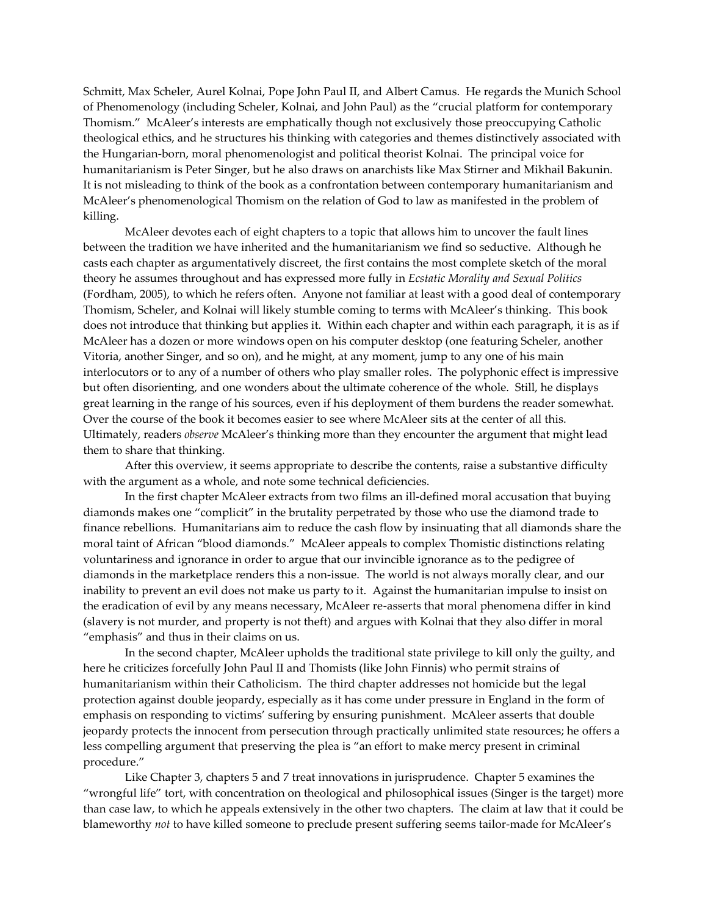Schmitt, Max Scheler, Aurel Kolnai, Pope John Paul II, and Albert Camus. He regards the Munich School of Phenomenology (including Scheler, Kolnai, and John Paul) as the "crucial platform for contemporary Thomism." McAleer's interests are emphatically though not exclusively those preoccupying Catholic theological ethics, and he structures his thinking with categories and themes distinctively associated with the Hungarian-born, moral phenomenologist and political theorist Kolnai. The principal voice for humanitarianism is Peter Singer, but he also draws on anarchists like Max Stirner and Mikhail Bakunin. It is not misleading to think of the book as a confrontation between contemporary humanitarianism and McAleer's phenomenological Thomism on the relation of God to law as manifested in the problem of killing.

McAleer devotes each of eight chapters to a topic that allows him to uncover the fault lines between the tradition we have inherited and the humanitarianism we find so seductive. Although he casts each chapter as argumentatively discreet, the first contains the most complete sketch of the moral theory he assumes throughout and has expressed more fully in *Ecstatic Morality and Sexual Politics* (Fordham, 2005), to which he refers often. Anyone not familiar at least with a good deal of contemporary Thomism, Scheler, and Kolnai will likely stumble coming to terms with McAleer's thinking. This book does not introduce that thinking but applies it. Within each chapter and within each paragraph, it is as if McAleer has a dozen or more windows open on his computer desktop (one featuring Scheler, another Vitoria, another Singer, and so on), and he might, at any moment, jump to any one of his main interlocutors or to any of a number of others who play smaller roles. The polyphonic effect is impressive but often disorienting, and one wonders about the ultimate coherence of the whole. Still, he displays great learning in the range of his sources, even if his deployment of them burdens the reader somewhat. Over the course of the book it becomes easier to see where McAleer sits at the center of all this. Ultimately, readers *observe* McAleer's thinking more than they encounter the argument that might lead them to share that thinking.

After this overview, it seems appropriate to describe the contents, raise a substantive difficulty with the argument as a whole, and note some technical deficiencies.

In the first chapter McAleer extracts from two films an ill-defined moral accusation that buying diamonds makes one "complicit" in the brutality perpetrated by those who use the diamond trade to finance rebellions. Humanitarians aim to reduce the cash flow by insinuating that all diamonds share the moral taint of African "blood diamonds." McAleer appeals to complex Thomistic distinctions relating voluntariness and ignorance in order to argue that our invincible ignorance as to the pedigree of diamonds in the marketplace renders this a non-issue. The world is not always morally clear, and our inability to prevent an evil does not make us party to it. Against the humanitarian impulse to insist on the eradication of evil by any means necessary, McAleer re-asserts that moral phenomena differ in kind (slavery is not murder, and property is not theft) and argues with Kolnai that they also differ in moral "emphasis" and thus in their claims on us.

In the second chapter, McAleer upholds the traditional state privilege to kill only the guilty, and here he criticizes forcefully John Paul II and Thomists (like John Finnis) who permit strains of humanitarianism within their Catholicism. The third chapter addresses not homicide but the legal protection against double jeopardy, especially as it has come under pressure in England in the form of emphasis on responding to victims' suffering by ensuring punishment. McAleer asserts that double jeopardy protects the innocent from persecution through practically unlimited state resources; he offers a less compelling argument that preserving the plea is "an effort to make mercy present in criminal procedure."

Like Chapter 3, chapters 5 and 7 treat innovations in jurisprudence. Chapter 5 examines the "wrongful life" tort, with concentration on theological and philosophical issues (Singer is the target) more than case law, to which he appeals extensively in the other two chapters. The claim at law that it could be blameworthy *not* to have killed someone to preclude present suffering seems tailor-made for McAleer's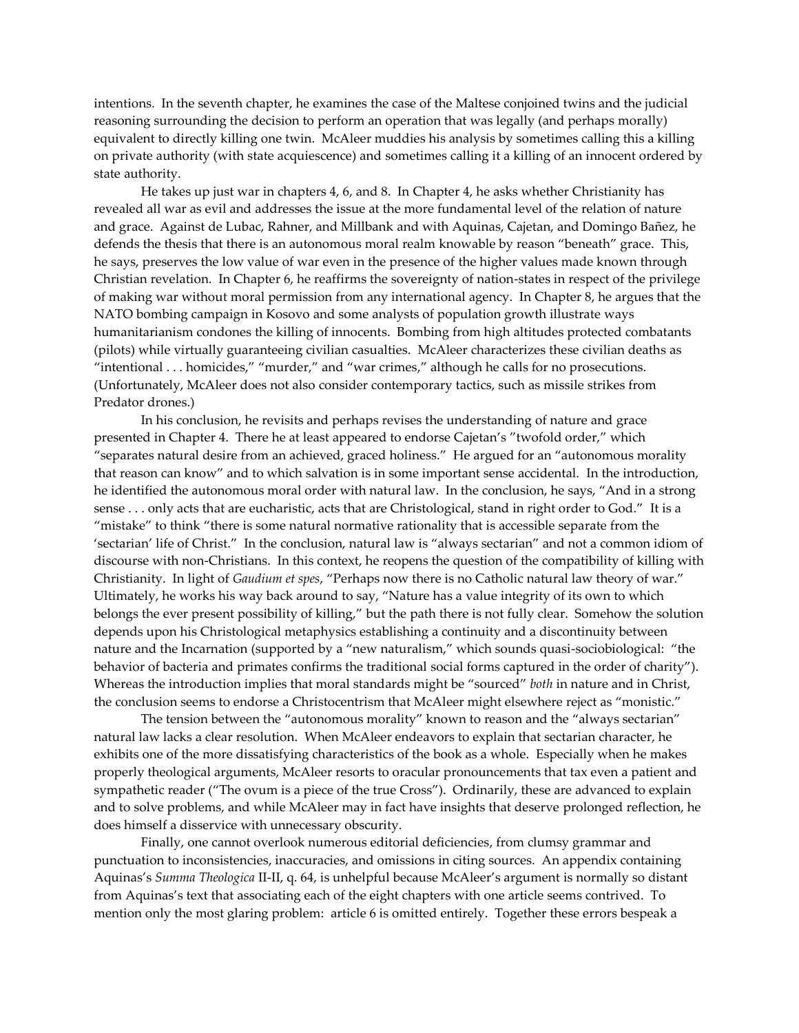intentions. In the seventh chapter, he examines the case of the Maltese conjoined twins and the judicial reasoning surrounding the decision to perform an operation that was legally (and perhaps morally) equivalent to directly killing one twin. McAleer muddies his analysis by sometimes calling this a killing on private authority (with state acquiescence) and sometimes calling it a killing of an innocent ordered by state authority.

He takes up just war in chapters 4, 6, and 8. In Chapter 4, he asks whether Christianity has revealed all war as evil and addresses the issue at the more fundamental level of the relation of nature and grace. Against de Lubac, Rahner, and Millbank and with Aquinas, Cajetan, and Domingo Bañez, he defends the thesis that there is an autonomous moral realm knowable by reason "beneath" grace. This, he says, preserves the low value of war even in the presence of the higher values made known through Christian revelation. In Chapter 6, he reaffirms the sovereignty of nation-states in respect of the privilege of making war without moral permission from any international agency. In Chapter 8, he argues that the NATO bombing campaign in Kosovo and some analysts of population growth illustrate ways humanitarianism condones the killing of innocents. Bombing from high altitudes protected combatants (pilots) while virtually guaranteeing civilian casualties. McAleer characterizes these civilian deaths as "intentional . . . homicides," "murder," and "war crimes," although he calls for no prosecutions. (Unfortunately, McAleer does not also consider contemporary tactics, such as missile strikes from Predator drones.)

In his conclusion, he revisits and perhaps revises the understanding of nature and grace presented in Chapter 4. There he at least appeared to endorse Cajetan's "twofold order," which "separates natural desire from an achieved, graced holiness." He argued for an "autonomous morality that reason can know" and to which salvation is in some important sense accidental. In the introduction, he identified the autonomous moral order with natural law. In the conclusion, he says, "And in a strong sense . . . only acts that are eucharistic, acts that are Christological, stand in right order to God." It is a "mistake" to think "there is some natural normative rationality that is accessible separate from the 'sectarian' life of Christ." In the conclusion, natural law is "always sectarian" and not a common idiom of discourse with non-Christians. In this context, he reopens the question of the compatibility of killing with Christianity. In light of *Gaudium et spes*, "Perhaps now there is no Catholic natural law theory of war." Ultimately, he works his way back around to say, "Nature has a value integrity of its own to which belongs the ever present possibility of killing," but the path there is not fully clear. Somehow the solution depends upon his Christological metaphysics establishing a continuity and a discontinuity between nature and the Incarnation (supported by a "new naturalism," which sounds quasi-sociobiological: "the behavior of bacteria and primates confirms the traditional social forms captured in the order of charity"). Whereas the introduction implies that moral standards might be "sourced" *both* in nature and in Christ, the conclusion seems to endorse a Christocentrism that McAleer might elsewhere reject as "monistic."

The tension between the "autonomous morality" known to reason and the "always sectarian" natural law lacks a clear resolution. When McAleer endeavors to explain that sectarian character, he exhibits one of the more dissatisfying characteristics of the book as a whole. Especially when he makes properly theological arguments, McAleer resorts to oracular pronouncements that tax even a patient and sympathetic reader ("The ovum is a piece of the true Cross"). Ordinarily, these are advanced to explain and to solve problems, and while McAleer may in fact have insights that deserve prolonged reflection, he does himself a disservice with unnecessary obscurity.

Finally, one cannot overlook numerous editorial deficiencies, from clumsy grammar and punctuation to inconsistencies, inaccuracies, and omissions in citing sources. An appendix containing Aquinas's *Summa Theologica* II-II, q. 64, is unhelpful because McAleer's argument is normally so distant from Aquinas's text that associating each of the eight chapters with one article seems contrived. To mention only the most glaring problem: article 6 is omitted entirely. Together these errors bespeak a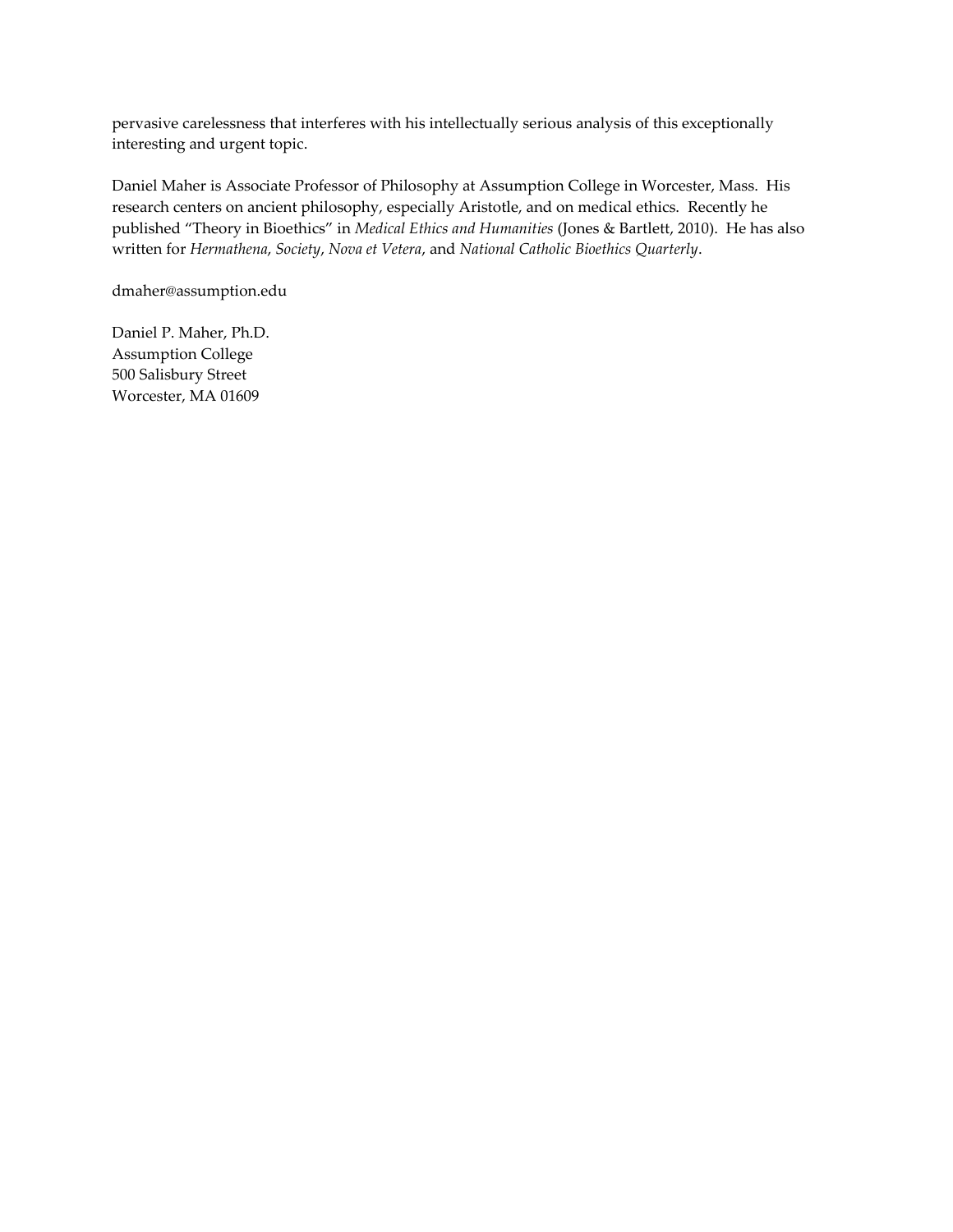pervasive carelessness that interferes with his intellectually serious analysis of this exceptionally interesting and urgent topic.

Daniel Maher is Associate Professor of Philosophy at Assumption College in Worcester, Mass. His research centers on ancient philosophy, especially Aristotle, and on medical ethics. Recently he published "Theory in Bioethics" in *Medical Ethics and Humanities* (Jones & Bartlett, 2010). He has also written for *Hermathena*, *Society*, *Nova et Vetera*, and *National Catholic Bioethics Quarterly*.

dmaher@assumption.edu

Daniel P. Maher, Ph.D.
Assumption College
500 Salisbury Street
Worcester, MA 01609